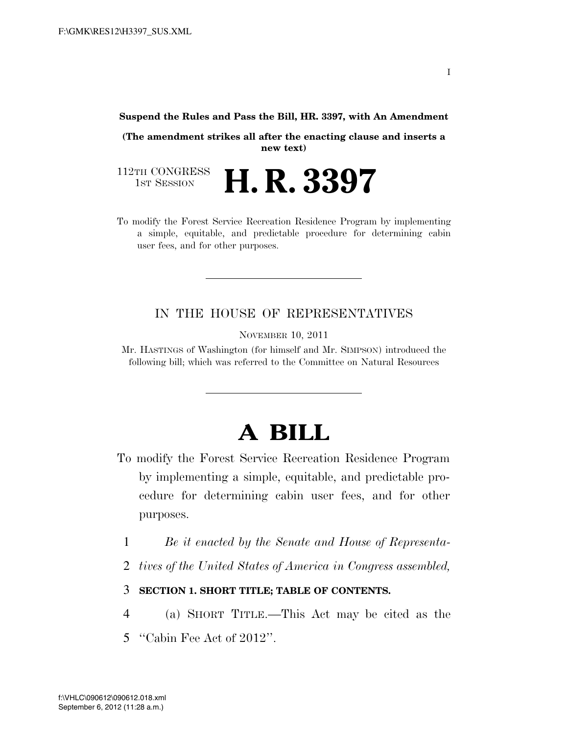**Suspend the Rules and Pass the Bill, HR. 3397, with An Amendment**

**(The amendment strikes all after the enacting clause and inserts a new text)**

112TH CONGRESS
1ST SESSION

# H. R. 3397

To modify the Forest Service Recreation Residence Program by implementing a simple, equitable, and predictable procedure for determining cabin user fees, and for other purposes.

---

IN THE HOUSE OF REPRESENTATIVES

NOVEMBER 10, 2011

Mr. HASTINGS of Washington (for himself and Mr. SIMPSON) introduced the following bill; which was referred to the Committee on Natural Resources

---

# A BILL

To modify the Forest Service Recreation Residence Program by implementing a simple, equitable, and predictable procedure for determining cabin user fees, and for other purposes.

1 *Be it enacted by the Senate and House of Representa-*
2 *tives of the United States of America in Congress assembled,*

3 **SECTION 1. SHORT TITLE; TABLE OF CONTENTS.**

4 (a) SHORT TITLE.—This Act may be cited as the
5 "Cabin Fee Act of 2012".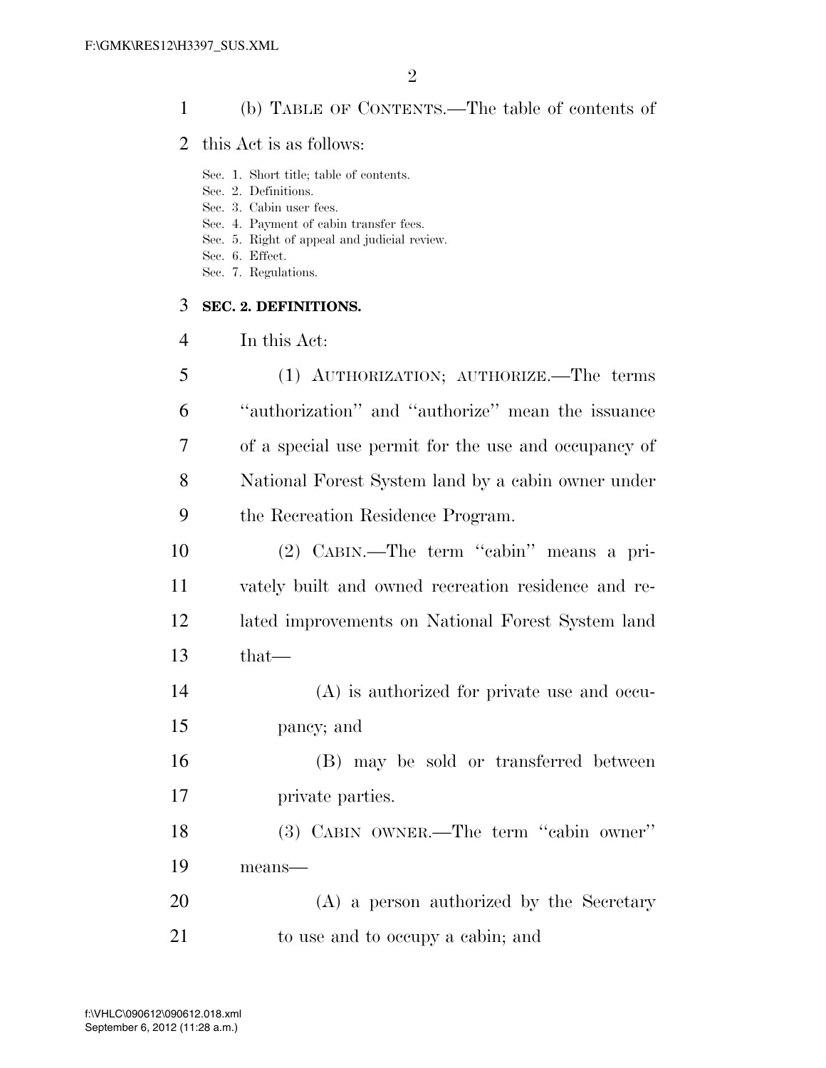(b) TABLE OF CONTENTS.—The table of contents of this Act is as follows:

Sec. 1. Short title; table of contents.
Sec. 2. Definitions.
Sec. 3. Cabin user fees.
Sec. 4. Payment of cabin transfer fees.
Sec. 5. Right of appeal and judicial review.
Sec. 6. Effect.
Sec. 7. Regulations.

### SEC. 2. DEFINITIONS.

In this Act:

(1) AUTHORIZATION; AUTHORIZE.—The terms ''authorization'' and ''authorize'' mean the issuance of a special use permit for the use and occupancy of National Forest System land by a cabin owner under the Recreation Residence Program.

(2) CABIN.—The term ''cabin'' means a privately built and owned recreation residence and related improvements on National Forest System land that—

(A) is authorized for private use and occupancy; and

(B) may be sold or transferred between private parties.

(3) CABIN OWNER.—The term ''cabin owner'' means—

(A) a person authorized by the Secretary to use and to occupy a cabin; and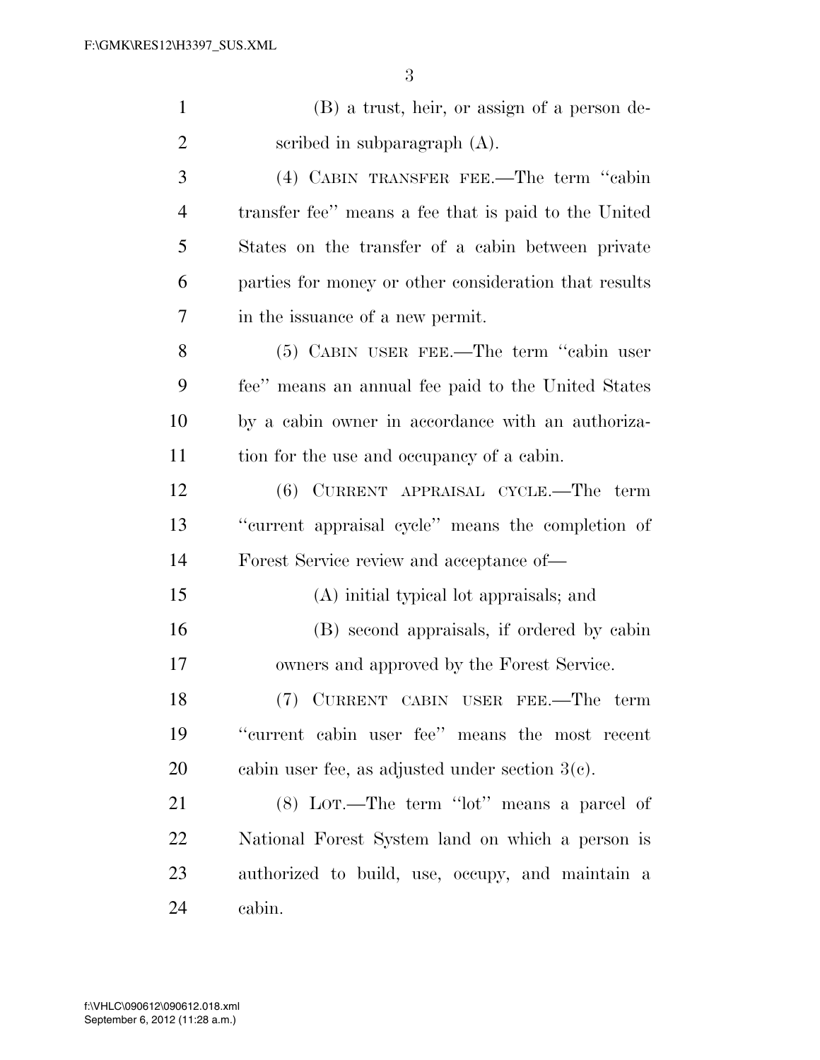(B) a trust, heir, or assign of a person described in subparagraph (A).

(4) CABIN TRANSFER FEE.—The term ''cabin transfer fee'' means a fee that is paid to the United States on the transfer of a cabin between private parties for money or other consideration that results in the issuance of a new permit.

(5) CABIN USER FEE.—The term ''cabin user fee'' means an annual fee paid to the United States by a cabin owner in accordance with an authorization for the use and occupancy of a cabin.

(6) CURRENT APPRAISAL CYCLE.—The term ''current appraisal cycle'' means the completion of Forest Service review and acceptance of—

(A) initial typical lot appraisals; and

(B) second appraisals, if ordered by cabin owners and approved by the Forest Service.

(7) CURRENT CABIN USER FEE.—The term ''current cabin user fee'' means the most recent cabin user fee, as adjusted under section 3(c).

(8) LOT.—The term ''lot'' means a parcel of National Forest System land on which a person is authorized to build, use, occupy, and maintain a cabin.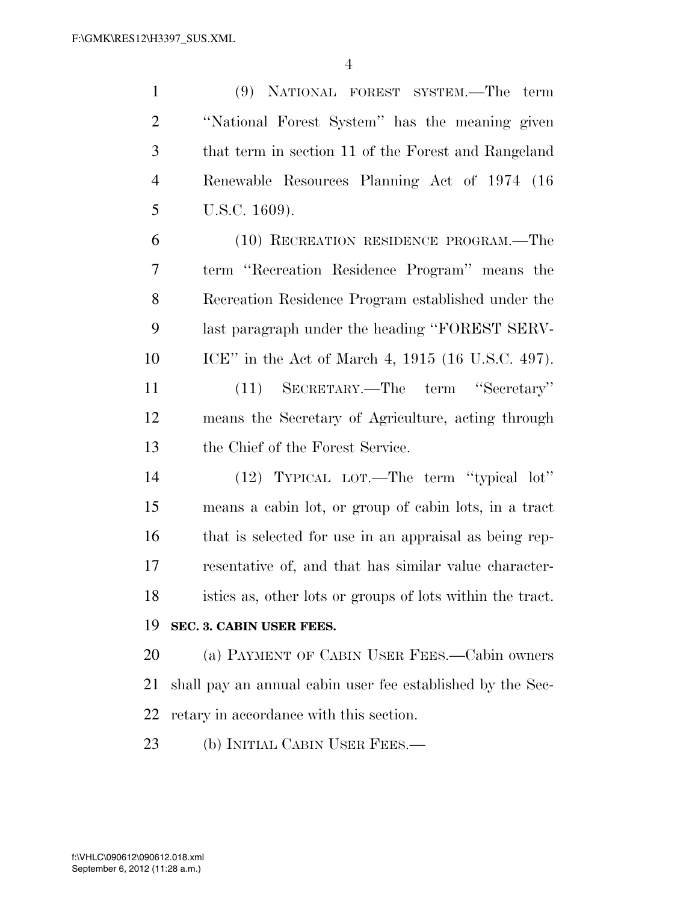(9) NATIONAL FOREST SYSTEM.—The term ''National Forest System'' has the meaning given that term in section 11 of the Forest and Rangeland Renewable Resources Planning Act of 1974 (16 U.S.C. 1609).

(10) RECREATION RESIDENCE PROGRAM.—The term ''Recreation Residence Program'' means the Recreation Residence Program established under the last paragraph under the heading ''FOREST SERVICE'' in the Act of March 4, 1915 (16 U.S.C. 497).

(11) SECRETARY.—The term ''Secretary'' means the Secretary of Agriculture, acting through the Chief of the Forest Service.

(12) TYPICAL LOT.—The term ''typical lot'' means a cabin lot, or group of cabin lots, in a tract that is selected for use in an appraisal as being representative of, and that has similar value characteristics as, other lots or groups of lots within the tract.

**SEC. 3. CABIN USER FEES.**

(a) PAYMENT OF CABIN USER FEES.—Cabin owners shall pay an annual cabin user fee established by the Secretary in accordance with this section.

(b) INITIAL CABIN USER FEES.—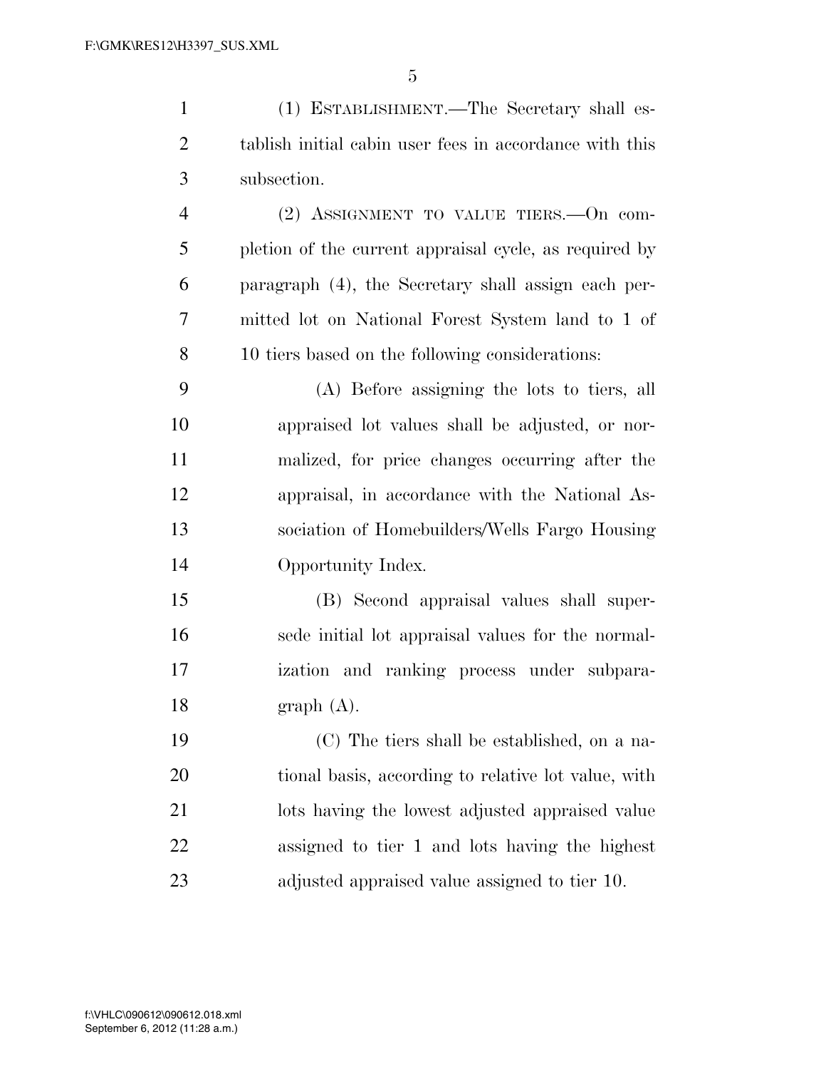(1) ESTABLISHMENT.—The Secretary shall establish initial cabin user fees in accordance with this subsection.

(2) ASSIGNMENT TO VALUE TIERS.—On completion of the current appraisal cycle, as required by paragraph (4), the Secretary shall assign each permitted lot on National Forest System land to 1 of 10 tiers based on the following considerations:

(A) Before assigning the lots to tiers, all appraised lot values shall be adjusted, or normalized, for price changes occurring after the appraisal, in accordance with the National Association of Homebuilders/Wells Fargo Housing Opportunity Index.

(B) Second appraisal values shall supersede initial lot appraisal values for the normalization and ranking process under subparagraph (A).

(C) The tiers shall be established, on a national basis, according to relative lot value, with lots having the lowest adjusted appraised value assigned to tier 1 and lots having the highest adjusted appraised value assigned to tier 10.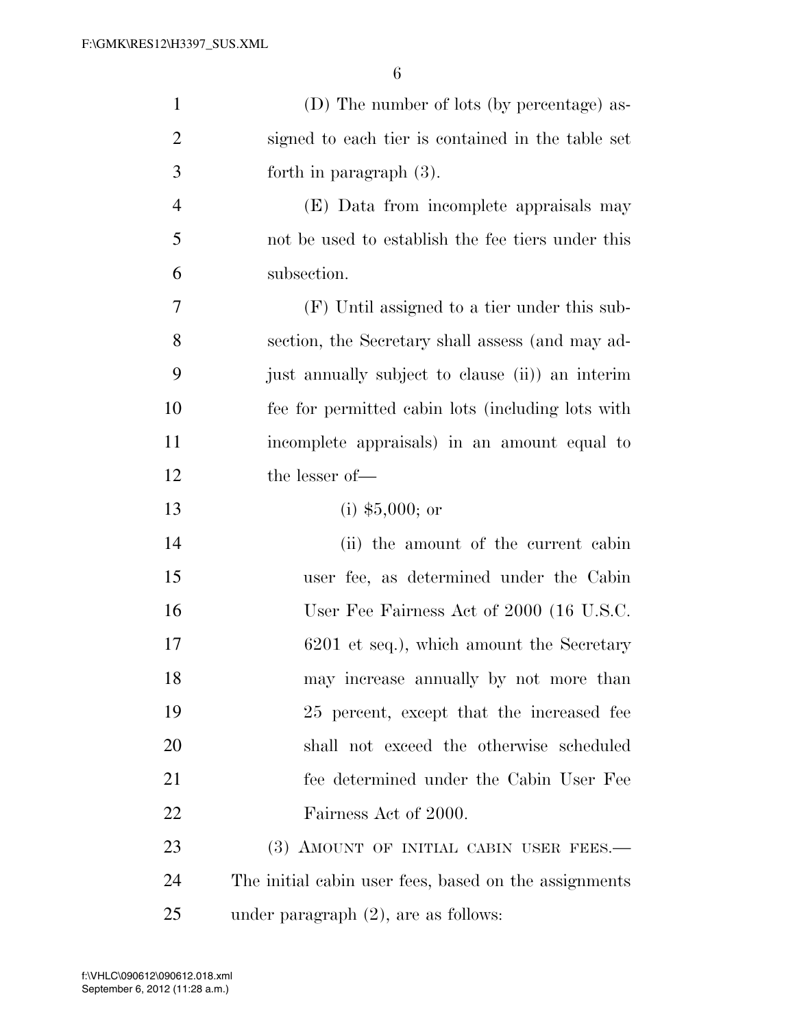(D) The number of lots (by percentage) assigned to each tier is contained in the table set forth in paragraph (3).

(E) Data from incomplete appraisals may not be used to establish the fee tiers under this subsection.

(F) Until assigned to a tier under this subsection, the Secretary shall assess (and may adjust annually subject to clause (ii)) an interim fee for permitted cabin lots (including lots with incomplete appraisals) in an amount equal to the lesser of—

(i) $5,000; or

(ii) the amount of the current cabin user fee, as determined under the Cabin User Fee Fairness Act of 2000 (16 U.S.C. 6201 et seq.), which amount the Secretary may increase annually by not more than 25 percent, except that the increased fee shall not exceed the otherwise scheduled fee determined under the Cabin User Fee Fairness Act of 2000.

(3) AMOUNT OF INITIAL CABIN USER FEES.—The initial cabin user fees, based on the assignments under paragraph (2), are as follows: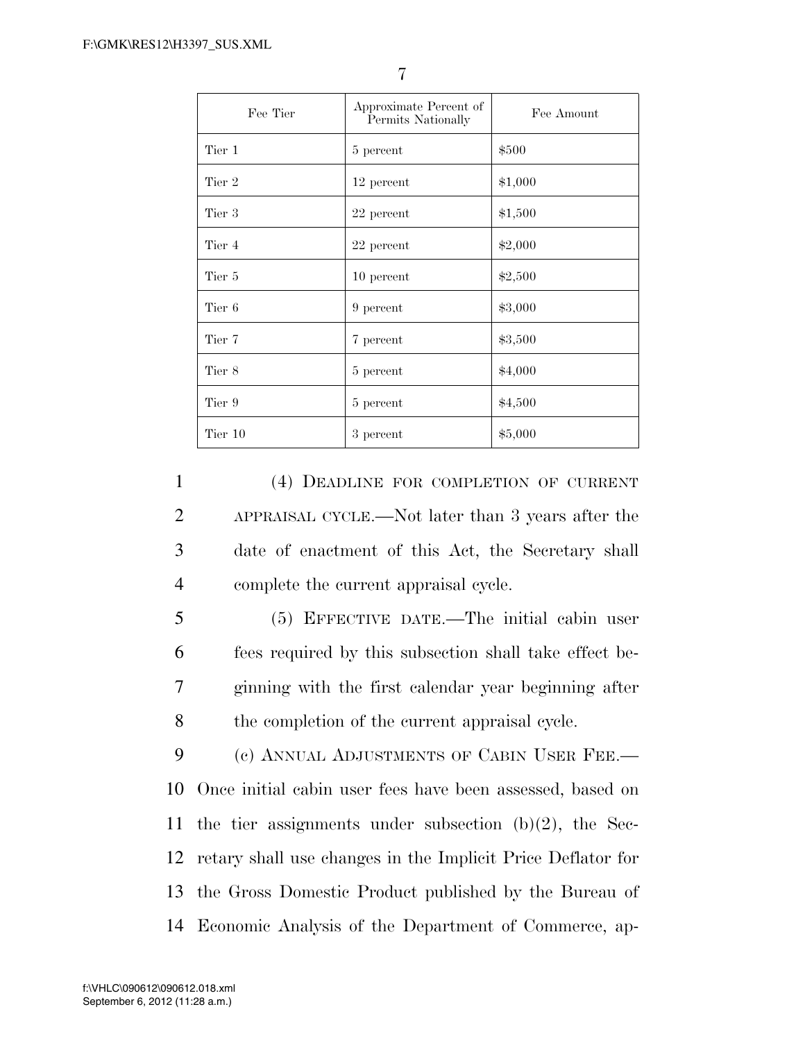| Fee Tier | Approximate Percent of Permits Nationally | Fee Amount |
|---|---|---|
| Tier 1 | 5 percent | $500 |
| Tier 2 | 12 percent | $1,000 |
| Tier 3 | 22 percent | $1,500 |
| Tier 4 | 22 percent | $2,000 |
| Tier 5 | 10 percent | $2,500 |
| Tier 6 | 9 percent | $3,000 |
| Tier 7 | 7 percent | $3,500 |
| Tier 8 | 5 percent | $4,000 |
| Tier 9 | 5 percent | $4,500 |
| Tier 10 | 3 percent | $5,000 |

(4) DEADLINE FOR COMPLETION OF CURRENT APPRAISAL CYCLE.—Not later than 3 years after the date of enactment of this Act, the Secretary shall complete the current appraisal cycle.

(5) EFFECTIVE DATE.—The initial cabin user fees required by this subsection shall take effect beginning with the first calendar year beginning after the completion of the current appraisal cycle.

(c) ANNUAL ADJUSTMENTS OF CABIN USER FEE.—Once initial cabin user fees have been assessed, based on the tier assignments under subsection (b)(2), the Secretary shall use changes in the Implicit Price Deflator for the Gross Domestic Product published by the Bureau of Economic Analysis of the Department of Commerce, ap-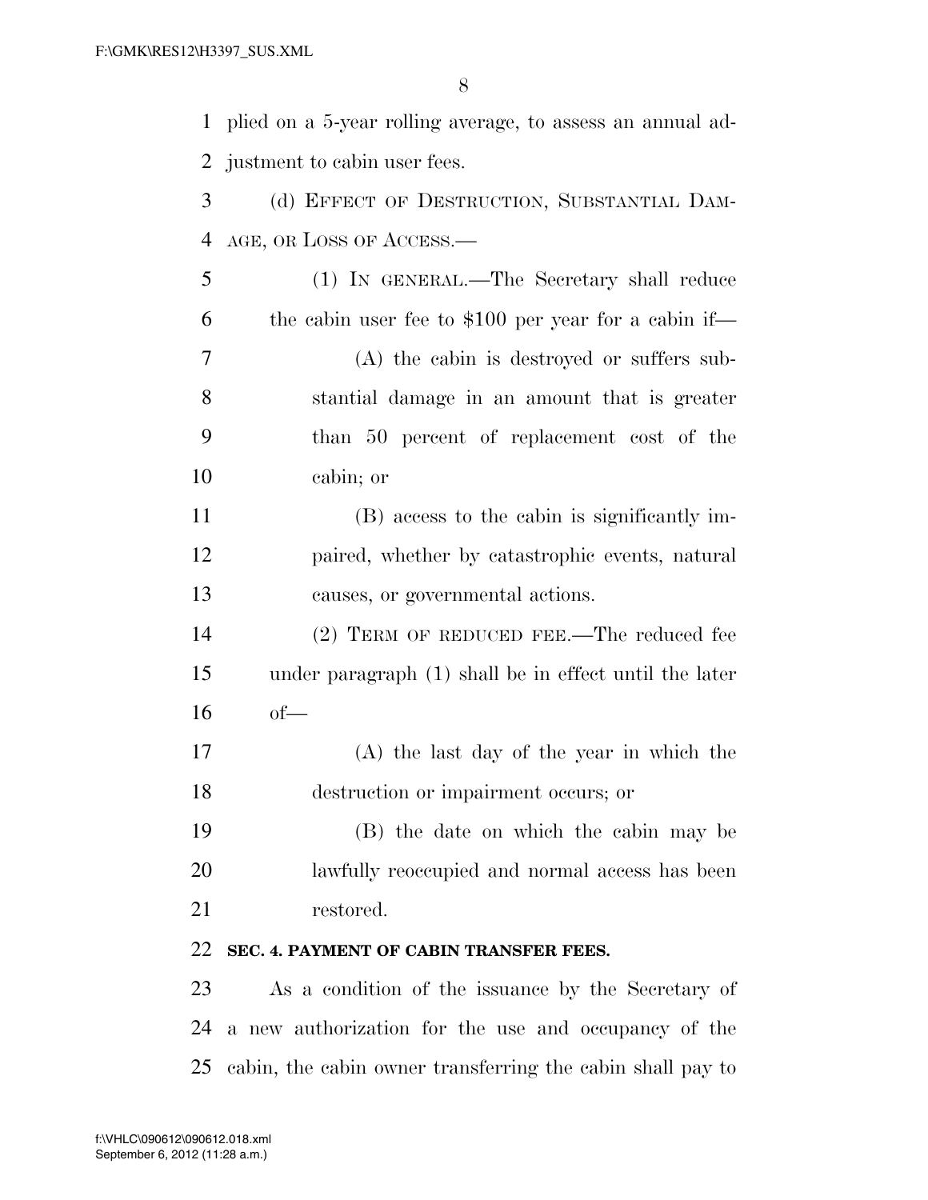plied on a 5-year rolling average, to assess an annual adjustment to cabin user fees.

(d) EFFECT OF DESTRUCTION, SUBSTANTIAL DAMAGE, OR LOSS OF ACCESS.—

(1) IN GENERAL.—The Secretary shall reduce the cabin user fee to $100 per year for a cabin if—

(A) the cabin is destroyed or suffers substantial damage in an amount that is greater than 50 percent of replacement cost of the cabin; or

(B) access to the cabin is significantly impaired, whether by catastrophic events, natural causes, or governmental actions.

(2) TERM OF REDUCED FEE.—The reduced fee under paragraph (1) shall be in effect until the later of—

(A) the last day of the year in which the destruction or impairment occurs; or

(B) the date on which the cabin may be lawfully reoccupied and normal access has been restored.

**SEC. 4. PAYMENT OF CABIN TRANSFER FEES.**

As a condition of the issuance by the Secretary of a new authorization for the use and occupancy of the cabin, the cabin owner transferring the cabin shall pay to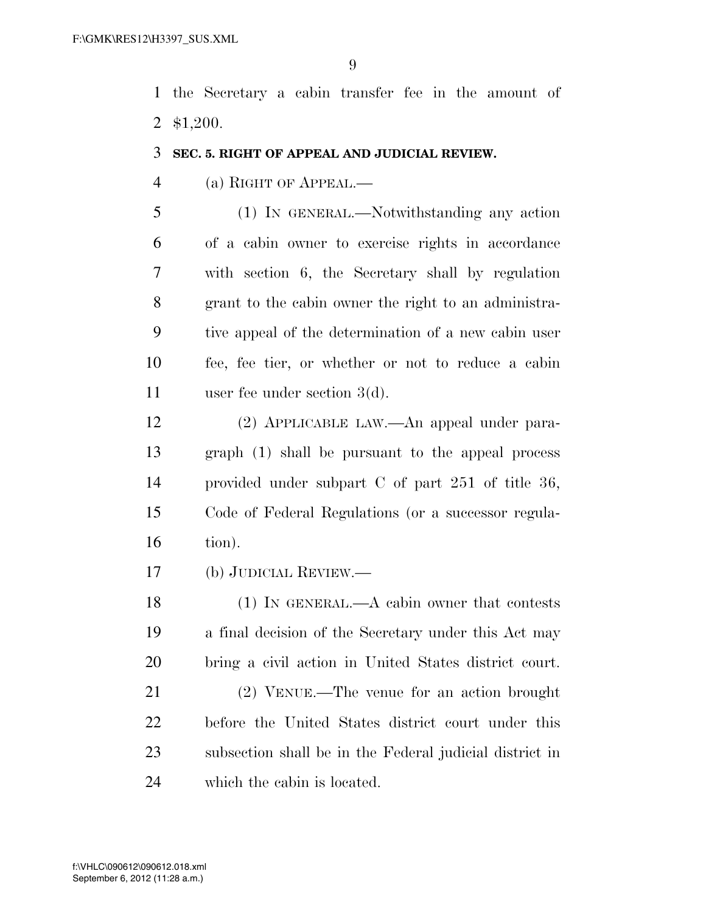the Secretary a cabin transfer fee in the amount of $1,200.

**SEC. 5. RIGHT OF APPEAL AND JUDICIAL REVIEW.**

(a) RIGHT OF APPEAL.—

(1) IN GENERAL.—Notwithstanding any action of a cabin owner to exercise rights in accordance with section 6, the Secretary shall by regulation grant to the cabin owner the right to an administrative appeal of the determination of a new cabin user fee, fee tier, or whether or not to reduce a cabin user fee under section 3(d).

(2) APPLICABLE LAW.—An appeal under paragraph (1) shall be pursuant to the appeal process provided under subpart C of part 251 of title 36, Code of Federal Regulations (or a successor regulation).

(b) JUDICIAL REVIEW.—

(1) IN GENERAL.—A cabin owner that contests a final decision of the Secretary under this Act may bring a civil action in United States district court.

(2) VENUE.—The venue for an action brought before the United States district court under this subsection shall be in the Federal judicial district in which the cabin is located.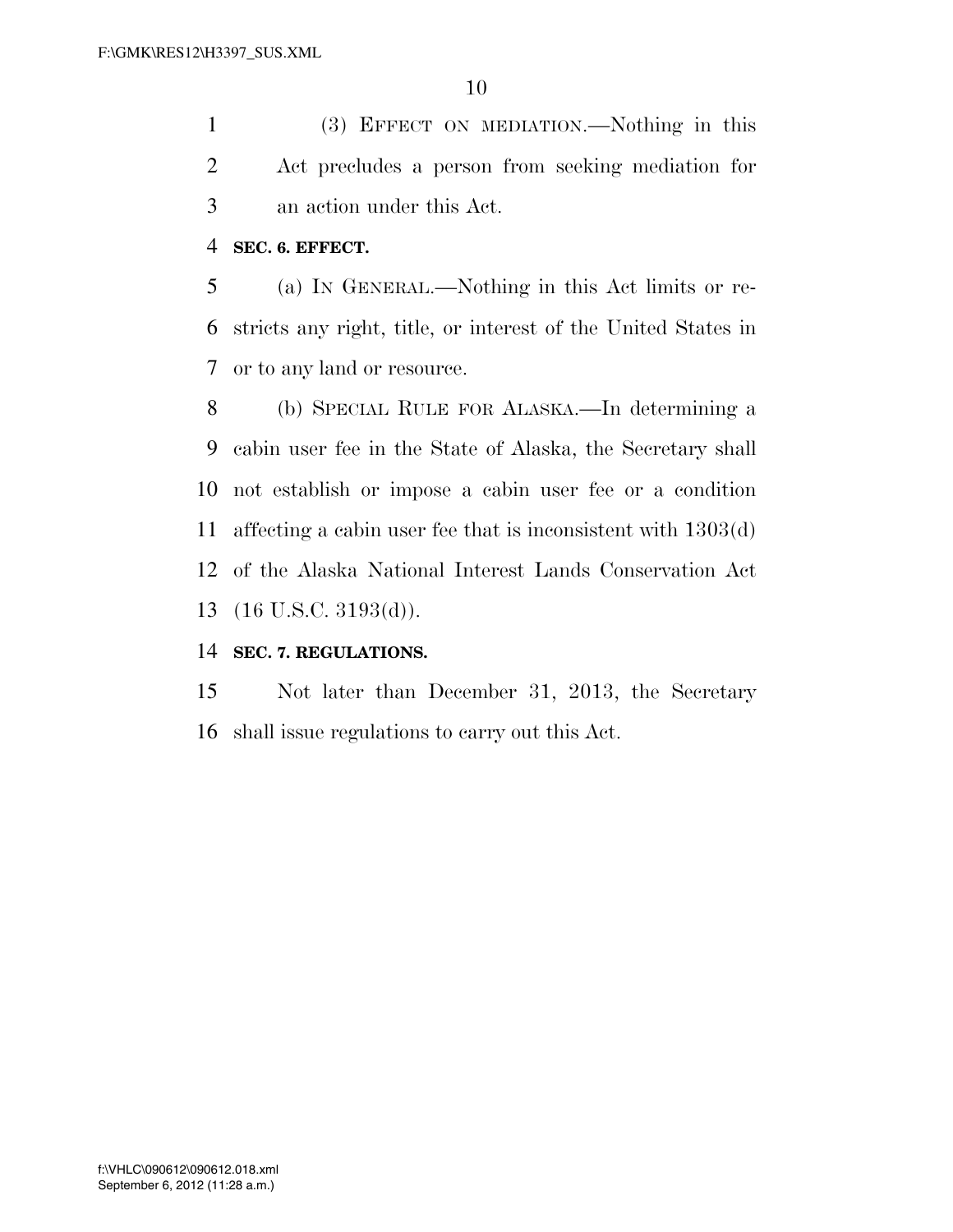(3) EFFECT ON MEDIATION.—Nothing in this Act precludes a person from seeking mediation for an action under this Act.

**SEC. 6. EFFECT.**

(a) IN GENERAL.—Nothing in this Act limits or restricts any right, title, or interest of the United States in or to any land or resource.

(b) SPECIAL RULE FOR ALASKA.—In determining a cabin user fee in the State of Alaska, the Secretary shall not establish or impose a cabin user fee or a condition affecting a cabin user fee that is inconsistent with 1303(d) of the Alaska National Interest Lands Conservation Act (16 U.S.C. 3193(d)).

**SEC. 7. REGULATIONS.**

Not later than December 31, 2013, the Secretary shall issue regulations to carry out this Act.